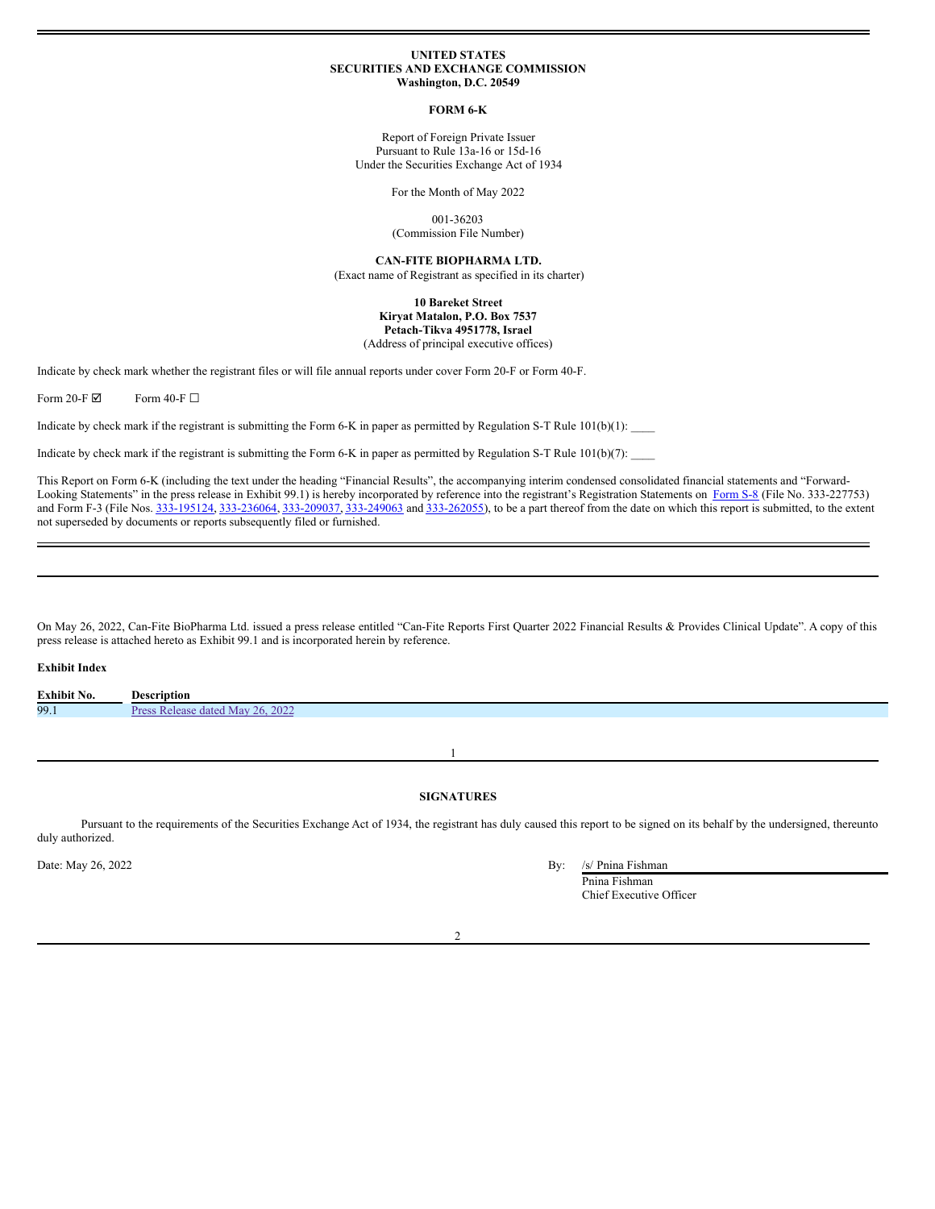**UNITED STATES**
**SECURITIES AND EXCHANGE COMMISSION**
**Washington, D.C. 20549**

**FORM 6-K**

Report of Foreign Private Issuer
Pursuant to Rule 13a-16 or 15d-16
Under the Securities Exchange Act of 1934

For the Month of May 2022

001-36203
(Commission File Number)

**CAN-FITE BIOPHARMA LTD.**
(Exact name of Registrant as specified in its charter)

**10 Bareket Street**
**Kiryat Matalon, P.O. Box 7537**
**Petach-Tikva 4951778, Israel**
(Address of principal executive offices)

Indicate by check mark whether the registrant files or will file annual reports under cover Form 20-F or Form 40-F.

Form 20-F ☑ Form 40-F ☐

Indicate by check mark if the registrant is submitting the Form 6-K in paper as permitted by Regulation S-T Rule 101(b)(1): ____

Indicate by check mark if the registrant is submitting the Form 6-K in paper as permitted by Regulation S-T Rule 101(b)(7): ____

This Report on Form 6-K (including the text under the heading "Financial Results", the accompanying interim condensed consolidated financial statements and "Forward-Looking Statements" in the press release in Exhibit 99.1) is hereby incorporated by reference into the registrant's Registration Statements on Form S-8 (File No. 333-227753) and Form F-3 (File Nos. 333-195124, 333-236064, 333-209037, 333-249063 and 333-262055), to be a part thereof from the date on which this report is submitted, to the extent not superseded by documents or reports subsequently filed or furnished.

---

On May 26, 2022, Can-Fite BioPharma Ltd. issued a press release entitled "Can-Fite Reports First Quarter 2022 Financial Results & Provides Clinical Update". A copy of this press release is attached hereto as Exhibit 99.1 and is incorporated herein by reference.

**Exhibit Index**

| Exhibit No. | Description |
|---|---|
| 99.1 | Press Release dated May 26, 2022 |

---

**SIGNATURES**

Pursuant to the requirements of the Securities Exchange Act of 1934, the registrant has duly caused this report to be signed on its behalf by the undersigned, thereunto duly authorized.

Date: May 26, 2022

By: /s/ Pnina Fishman
Pnina Fishman
Chief Executive Officer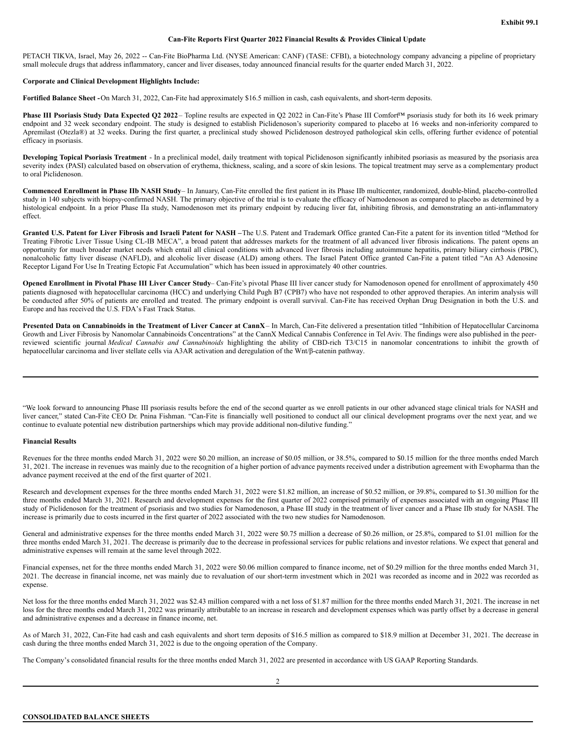Exhibit 99.1

**Can-Fite Reports First Quarter 2022 Financial Results & Provides Clinical Update**

PETACH TIKVA, Israel, May 26, 2022 -- Can-Fite BioPharma Ltd. (NYSE American: CANF) (TASE: CFBI), a biotechnology company advancing a pipeline of proprietary small molecule drugs that address inflammatory, cancer and liver diseases, today announced financial results for the quarter ended March 31, 2022.

**Corporate and Clinical Development Highlights Include:**

**Fortified Balance Sheet -** On March 31, 2022, Can-Fite had approximately $16.5 million in cash, cash equivalents, and short-term deposits.

**Phase III Psoriasis Study Data Expected Q2 2022** – Topline results are expected in Q2 2022 in Can-Fite's Phase III Comfort™ psoriasis study for both its 16 week primary endpoint and 32 week secondary endpoint. The study is designed to establish Piclidenoson's superiority compared to placebo at 16 weeks and non-inferiority compared to Apremilast (Otezla®) at 32 weeks. During the first quarter, a preclinical study showed Piclidenoson destroyed pathological skin cells, offering further evidence of potential efficacy in psoriasis.

**Developing Topical Psoriasis Treatment** - In a preclinical model, daily treatment with topical Piclidenoson significantly inhibited psoriasis as measured by the psoriasis area severity index (PASI) calculated based on observation of erythema, thickness, scaling, and a score of skin lesions. The topical treatment may serve as a complementary product to oral Piclidenoson.

**Commenced Enrollment in Phase IIb NASH Study** – In January, Can-Fite enrolled the first patient in its Phase IIb multicenter, randomized, double-blind, placebo-controlled study in 140 subjects with biopsy-confirmed NASH. The primary objective of the trial is to evaluate the efficacy of Namodenoson as compared to placebo as determined by a histological endpoint. In a prior Phase IIa study, Namodenoson met its primary endpoint by reducing liver fat, inhibiting fibrosis, and demonstrating an anti-inflammatory effect.

**Granted U.S. Patent for Liver Fibrosis and Israeli Patent for NASH –** The U.S. Patent and Trademark Office granted Can-Fite a patent for its invention titled "Method for Treating Fibrotic Liver Tissue Using CL-IB MECA", a broad patent that addresses markets for the treatment of all advanced liver fibrosis indications. The patent opens an opportunity for much broader market needs which entail all clinical conditions with advanced liver fibrosis including autoimmune hepatitis, primary biliary cirrhosis (PBC), nonalcoholic fatty liver disease (NAFLD), and alcoholic liver disease (ALD) among others. The Israel Patent Office granted Can-Fite a patent titled "An A3 Adenosine Receptor Ligand For Use In Treating Ectopic Fat Accumulation" which has been issued in approximately 40 other countries.

**Opened Enrollment in Pivotal Phase III Liver Cancer Study** – Can-Fite's pivotal Phase III liver cancer study for Namodenoson opened for enrollment of approximately 450 patients diagnosed with hepatocellular carcinoma (HCC) and underlying Child Pugh B7 (CPB7) who have not responded to other approved therapies. An interim analysis will be conducted after 50% of patients are enrolled and treated. The primary endpoint is overall survival. Can-Fite has received Orphan Drug Designation in both the U.S. and Europe and has received the U.S. FDA's Fast Track Status.

**Presented Data on Cannabinoids in the Treatment of Liver Cancer at CannX** – In March, Can-Fite delivered a presentation titled "Inhibition of Hepatocellular Carcinoma Growth and Liver Fibrosis by Nanomolar Cannabinoids Concentrations" at the CannX Medical Cannabis Conference in Tel Aviv. The findings were also published in the peer-reviewed scientific journal *Medical Cannabis and Cannabinoids* highlighting the ability of CBD-rich T3/C15 in nanomolar concentrations to inhibit the growth of hepatocellular carcinoma and liver stellate cells via A3AR activation and deregulation of the Wnt/β-catenin pathway.

"We look forward to announcing Phase III psoriasis results before the end of the second quarter as we enroll patients in our other advanced stage clinical trials for NASH and liver cancer," stated Can-Fite CEO Dr. Pnina Fishman. "Can-Fite is financially well positioned to conduct all our clinical development programs over the next year, and we continue to evaluate potential new distribution partnerships which may provide additional non-dilutive funding."

**Financial Results**

Revenues for the three months ended March 31, 2022 were $0.20 million, an increase of $0.05 million, or 38.5%, compared to $0.15 million for the three months ended March 31, 2021. The increase in revenues was mainly due to the recognition of a higher portion of advance payments received under a distribution agreement with Ewopharma than the advance payment received at the end of the first quarter of 2021.

Research and development expenses for the three months ended March 31, 2022 were $1.82 million, an increase of $0.52 million, or 39.8%, compared to $1.30 million for the three months ended March 31, 2021. Research and development expenses for the first quarter of 2022 comprised primarily of expenses associated with an ongoing Phase III study of Piclidenoson for the treatment of psoriasis and two studies for Namodenoson, a Phase III study in the treatment of liver cancer and a Phase IIb study for NASH. The increase is primarily due to costs incurred in the first quarter of 2022 associated with the two new studies for Namodenoson.

General and administrative expenses for the three months ended March 31, 2022 were $0.75 million a decrease of $0.26 million, or 25.8%, compared to $1.01 million for the three months ended March 31, 2021. The decrease is primarily due to the decrease in professional services for public relations and investor relations. We expect that general and administrative expenses will remain at the same level through 2022.

Financial expenses, net for the three months ended March 31, 2022 were $0.06 million compared to finance income, net of $0.29 million for the three months ended March 31, 2021. The decrease in financial income, net was mainly due to revaluation of our short-term investment which in 2021 was recorded as income and in 2022 was recorded as expense.

Net loss for the three months ended March 31, 2022 was $2.43 million compared with a net loss of $1.87 million for the three months ended March 31, 2021. The increase in net loss for the three months ended March 31, 2022 was primarily attributable to an increase in research and development expenses which was partly offset by a decrease in general and administrative expenses and a decrease in finance income, net.

As of March 31, 2022, Can-Fite had cash and cash equivalents and short term deposits of $16.5 million as compared to $18.9 million at December 31, 2021. The decrease in cash during the three months ended March 31, 2022 is due to the ongoing operation of the Company.

The Company's consolidated financial results for the three months ended March 31, 2022 are presented in accordance with US GAAP Reporting Standards.

**CONSOLIDATED BALANCE SHEETS**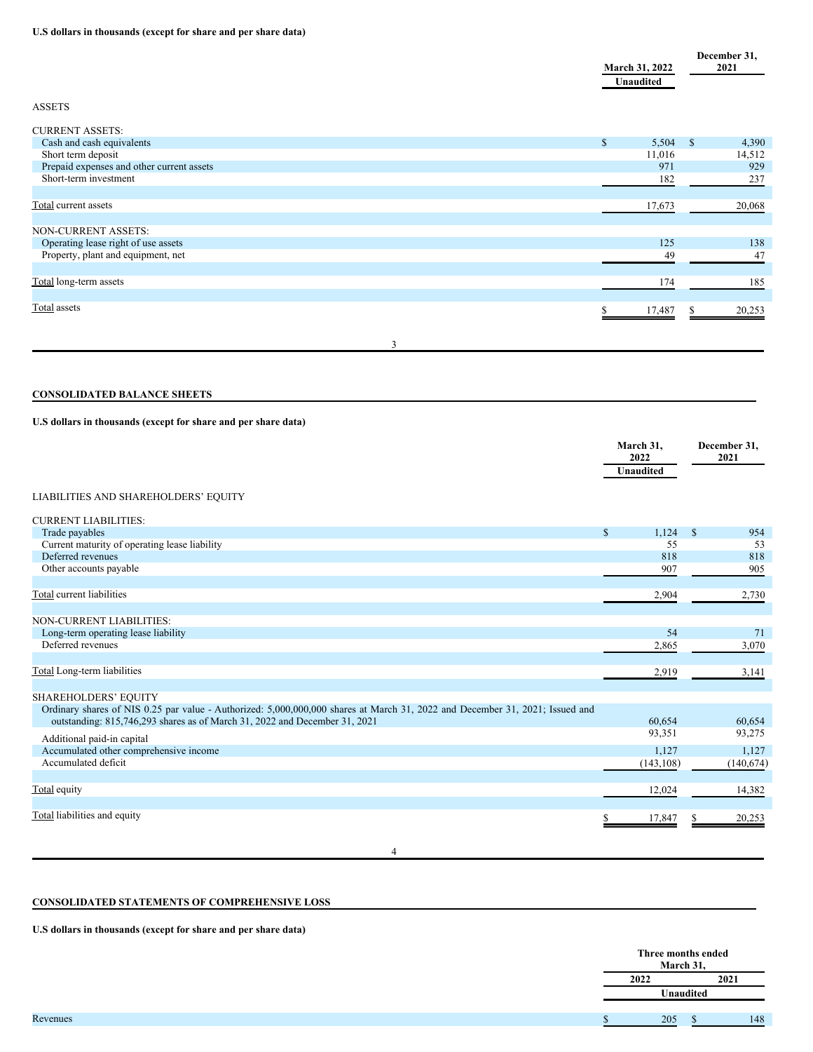**U.S dollars in thousands (except for share and per share data)**

| | March 31, 2022 Unaudited | December 31, 2021 |
|---|---|---|
| ASSETS | | |
| CURRENT ASSETS: | | |
| Cash and cash equivalents | $ 5,504 | $ 4,390 |
| Short term deposit | 11,016 | 14,512 |
| Prepaid expenses and other current assets | 971 | 929 |
| Short-term investment | 182 | 237 |
| Total current assets | 17,673 | 20,068 |
| NON-CURRENT ASSETS: | | |
| Operating lease right of use assets | 125 | 138 |
| Property, plant and equipment, net | 49 | 47 |
| Total long-term assets | 174 | 185 |
| Total assets | $ 17,487 | $ 20,253 |

**CONSOLIDATED BALANCE SHEETS**

**U.S dollars in thousands (except for share and per share data)**

| | March 31, 2022 Unaudited | December 31, 2021 |
|---|---|---|
| LIABILITIES AND SHAREHOLDERS' EQUITY | | |
| CURRENT LIABILITIES: | | |
| Trade payables | $ 1,124 | $ 954 |
| Current maturity of operating lease liability | 55 | 53 |
| Deferred revenues | 818 | 818 |
| Other accounts payable | 907 | 905 |
| Total current liabilities | 2,904 | 2,730 |
| NON-CURRENT LIABILITIES: | | |
| Long-term operating lease liability | 54 | 71 |
| Deferred revenues | 2,865 | 3,070 |
| Total Long-term liabilities | 2,919 | 3,141 |
| SHAREHOLDERS' EQUITY | | |
| Ordinary shares of NIS 0.25 par value - Authorized: 5,000,000,000 shares at March 31, 2022 and December 31, 2021; Issued and outstanding: 815,746,293 shares as of March 31, 2022 and December 31, 2021 | 60,654 | 60,654 |
| Additional paid-in capital | 93,351 | 93,275 |
| Accumulated other comprehensive income | 1,127 | 1,127 |
| Accumulated deficit | (143,108) | (140,674) |
| Total equity | 12,024 | 14,382 |
| Total liabilities and equity | $ 17,847 | $ 20,253 |

**CONSOLIDATED STATEMENTS OF COMPREHENSIVE LOSS**

**U.S dollars in thousands (except for share and per share data)**

| | Three months ended March 31, 2022 | Three months ended March 31, 2021 |
|---|---|---|
| | Unaudited | |
| Revenues | $ 205 | $ 148 |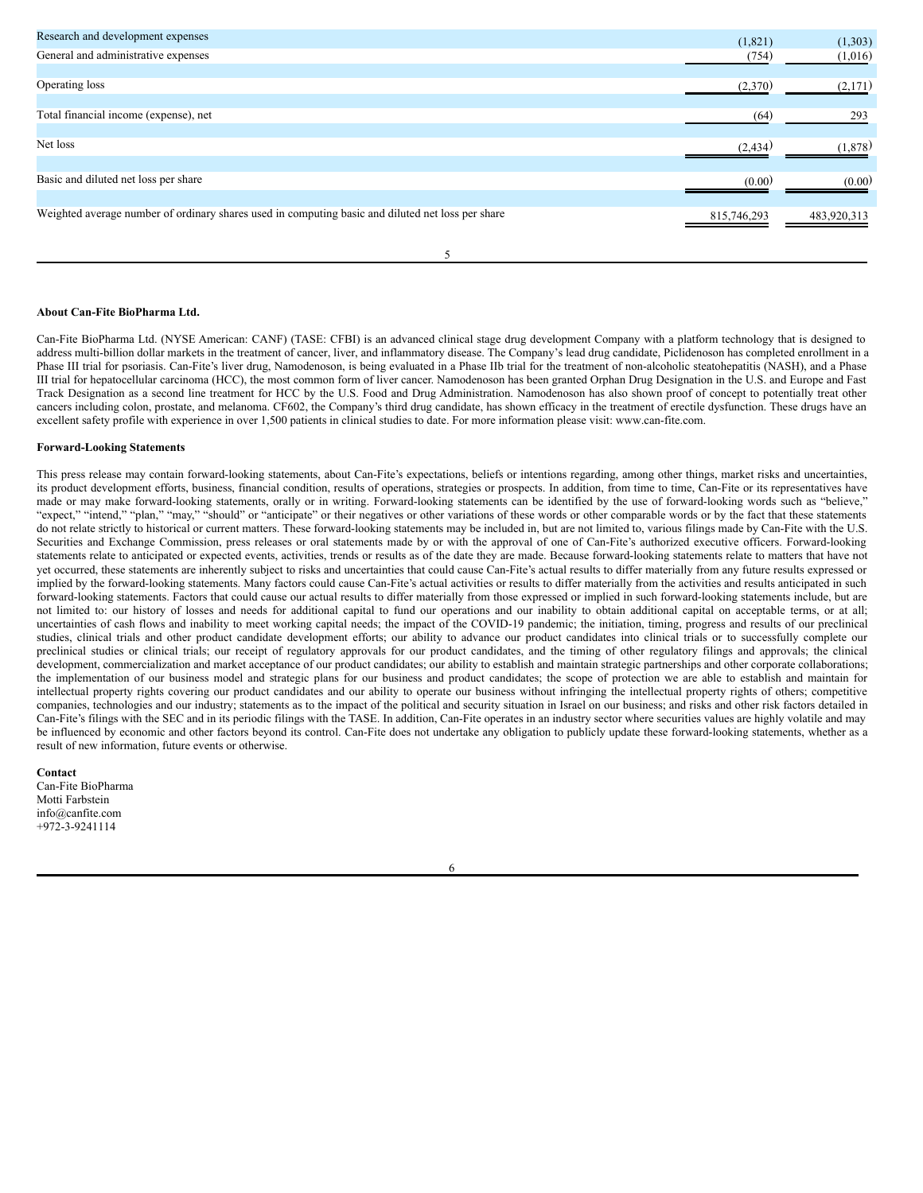| | | |
|---|---|---|
| Research and development expenses | (1,821) | (1,303) |
| General and administrative expenses | (754) | (1,016) |
| Operating loss | (2,370) | (2,171) |
| Total financial income (expense), net | (64) | 293 |
| Net loss | (2,434) | (1,878) |
| Basic and diluted net loss per share | (0.00) | (0.00) |
| Weighted average number of ordinary shares used in computing basic and diluted net loss per share | 815,746,293 | 483,920,313 |

**About Can-Fite BioPharma Ltd.**

Can-Fite BioPharma Ltd. (NYSE American: CANF) (TASE: CFBI) is an advanced clinical stage drug development Company with a platform technology that is designed to address multi-billion dollar markets in the treatment of cancer, liver, and inflammatory disease. The Company's lead drug candidate, Piclidenoson has completed enrollment in a Phase III trial for psoriasis. Can-Fite's liver drug, Namodenoson, is being evaluated in a Phase IIb trial for the treatment of non-alcoholic steatohepatitis (NASH), and a Phase III trial for hepatocellular carcinoma (HCC), the most common form of liver cancer. Namodenoson has been granted Orphan Drug Designation in the U.S. and Europe and Fast Track Designation as a second line treatment for HCC by the U.S. Food and Drug Administration. Namodenoson has also shown proof of concept to potentially treat other cancers including colon, prostate, and melanoma. CF602, the Company's third drug candidate, has shown efficacy in the treatment of erectile dysfunction. These drugs have an excellent safety profile with experience in over 1,500 patients in clinical studies to date. For more information please visit: www.can-fite.com.

**Forward-Looking Statements**

This press release may contain forward-looking statements, about Can-Fite's expectations, beliefs or intentions regarding, among other things, market risks and uncertainties, its product development efforts, business, financial condition, results of operations, strategies or prospects. In addition, from time to time, Can-Fite or its representatives have made or may make forward-looking statements, orally or in writing. Forward-looking statements can be identified by the use of forward-looking words such as "believe," "expect," "intend," "plan," "may," "should" or "anticipate" or their negatives or other variations of these words or other comparable words or by the fact that these statements do not relate strictly to historical or current matters. These forward-looking statements may be included in, but are not limited to, various filings made by Can-Fite with the U.S. Securities and Exchange Commission, press releases or oral statements made by or with the approval of one of Can-Fite's authorized executive officers. Forward-looking statements relate to anticipated or expected events, activities, trends or results as of the date they are made. Because forward-looking statements relate to matters that have not yet occurred, these statements are inherently subject to risks and uncertainties that could cause Can-Fite's actual results to differ materially from any future results expressed or implied by the forward-looking statements. Many factors could cause Can-Fite's actual activities or results to differ materially from the activities and results anticipated in such forward-looking statements. Factors that could cause our actual results to differ materially from those expressed or implied in such forward-looking statements include, but are not limited to: our history of losses and needs for additional capital to fund our operations and our inability to obtain additional capital on acceptable terms, or at all; uncertainties of cash flows and inability to meet working capital needs; the impact of the COVID-19 pandemic; the initiation, timing, progress and results of our preclinical studies, clinical trials and other product candidate development efforts; our ability to advance our product candidates into clinical trials or to successfully complete our preclinical studies or clinical trials; our receipt of regulatory approvals for our product candidates, and the timing of other regulatory filings and approvals; the clinical development, commercialization and market acceptance of our product candidates; our ability to establish and maintain strategic partnerships and other corporate collaborations; the implementation of our business model and strategic plans for our business and product candidates; the scope of protection we are able to establish and maintain for intellectual property rights covering our product candidates and our ability to operate our business without infringing the intellectual property rights of others; competitive companies, technologies and our industry; statements as to the impact of the political and security situation in Israel on our business; and risks and other risk factors detailed in Can-Fite's filings with the SEC and in its periodic filings with the TASE. In addition, Can-Fite operates in an industry sector where securities values are highly volatile and may be influenced by economic and other factors beyond its control. Can-Fite does not undertake any obligation to publicly update these forward-looking statements, whether as a result of new information, future events or otherwise.

**Contact**
Can-Fite BioPharma
Motti Farbstein
info@canfite.com
+972-3-9241114